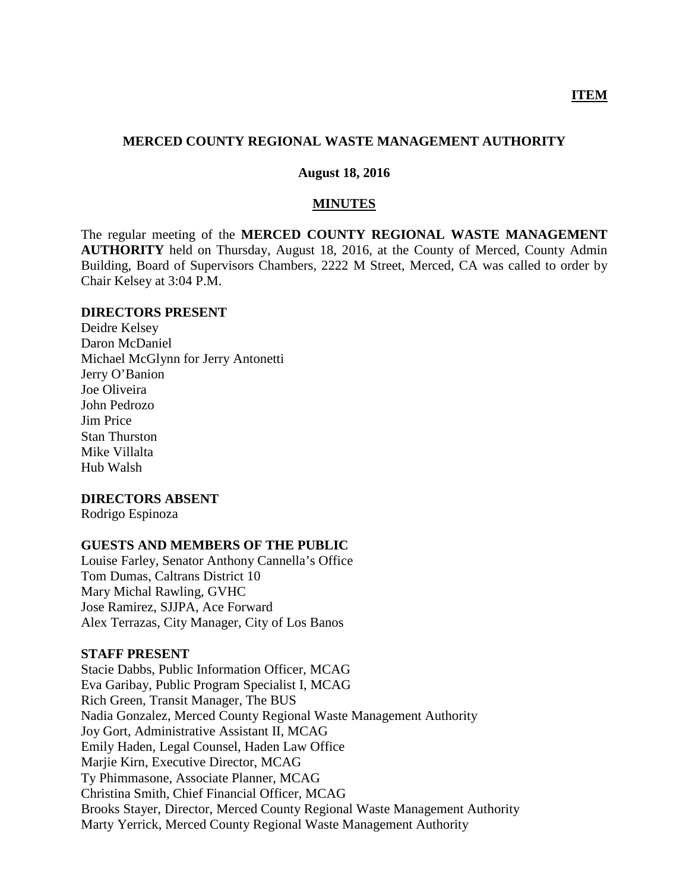**ITEM**

# MERCED COUNTY REGIONAL WASTE MANAGEMENT AUTHORITY

**August 18, 2016**

## MINUTES

The regular meeting of the **MERCED COUNTY REGIONAL WASTE MANAGEMENT AUTHORITY** held on Thursday, August 18, 2016, at the County of Merced, County Admin Building, Board of Supervisors Chambers, 2222 M Street, Merced, CA was called to order by Chair Kelsey at 3:04 P.M.

### DIRECTORS PRESENT

Deidre Kelsey
Daron McDaniel
Michael McGlynn for Jerry Antonetti
Jerry O'Banion
Joe Oliveira
John Pedrozo
Jim Price
Stan Thurston
Mike Villalta
Hub Walsh

### DIRECTORS ABSENT

Rodrigo Espinoza

### GUESTS AND MEMBERS OF THE PUBLIC

Louise Farley, Senator Anthony Cannella's Office
Tom Dumas, Caltrans District 10
Mary Michal Rawling, GVHC
Jose Ramirez, SJJPA, Ace Forward
Alex Terrazas, City Manager, City of Los Banos

### STAFF PRESENT

Stacie Dabbs, Public Information Officer, MCAG
Eva Garibay, Public Program Specialist I, MCAG
Rich Green, Transit Manager, The BUS
Nadia Gonzalez, Merced County Regional Waste Management Authority
Joy Gort, Administrative Assistant II, MCAG
Emily Haden, Legal Counsel, Haden Law Office
Marjie Kirn, Executive Director, MCAG
Ty Phimmasone, Associate Planner, MCAG
Christina Smith, Chief Financial Officer, MCAG
Brooks Stayer, Director, Merced County Regional Waste Management Authority
Marty Yerrick, Merced County Regional Waste Management Authority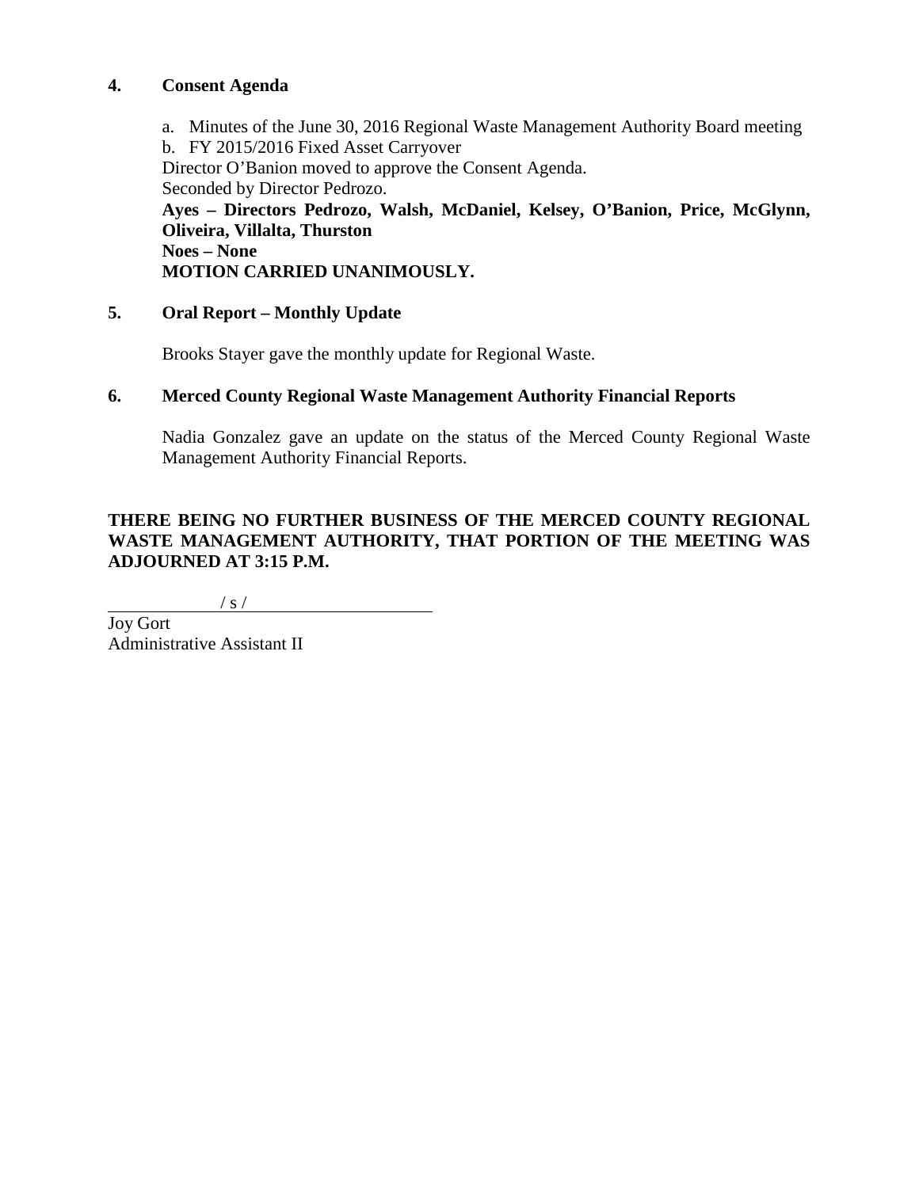## 4. Consent Agenda

a. Minutes of the June 30, 2016 Regional Waste Management Authority Board meeting
b. FY 2015/2016 Fixed Asset Carryover

Director O'Banion moved to approve the Consent Agenda.
Seconded by Director Pedrozo.
**Ayes – Directors Pedrozo, Walsh, McDaniel, Kelsey, O'Banion, Price, McGlynn, Oliveira, Villalta, Thurston**
**Noes – None**
**MOTION CARRIED UNANIMOUSLY.**

## 5. Oral Report – Monthly Update

Brooks Stayer gave the monthly update for Regional Waste.

## 6. Merced County Regional Waste Management Authority Financial Reports

Nadia Gonzalez gave an update on the status of the Merced County Regional Waste Management Authority Financial Reports.

**THERE BEING NO FURTHER BUSINESS OF THE MERCED COUNTY REGIONAL WASTE MANAGEMENT AUTHORITY, THAT PORTION OF THE MEETING WAS ADJOURNED AT 3:15 P.M.**

/ s /

Joy Gort
Administrative Assistant II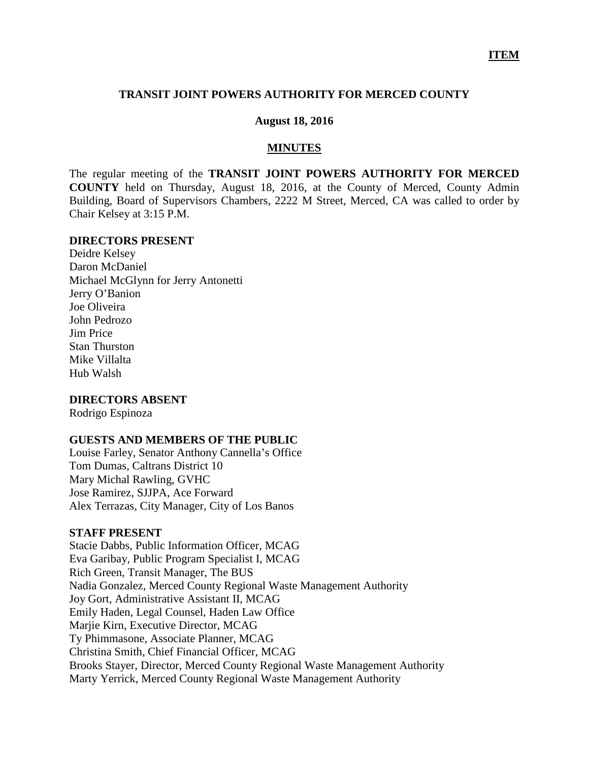**ITEM**

# TRANSIT JOINT POWERS AUTHORITY FOR MERCED COUNTY

**August 18, 2016**

## MINUTES

The regular meeting of the **TRANSIT JOINT POWERS AUTHORITY FOR MERCED COUNTY** held on Thursday, August 18, 2016, at the County of Merced, County Admin Building, Board of Supervisors Chambers, 2222 M Street, Merced, CA was called to order by Chair Kelsey at 3:15 P.M.

### DIRECTORS PRESENT

Deidre Kelsey
Daron McDaniel
Michael McGlynn for Jerry Antonetti
Jerry O'Banion
Joe Oliveira
John Pedrozo
Jim Price
Stan Thurston
Mike Villalta
Hub Walsh

### DIRECTORS ABSENT

Rodrigo Espinoza

### GUESTS AND MEMBERS OF THE PUBLIC

Louise Farley, Senator Anthony Cannella's Office
Tom Dumas, Caltrans District 10
Mary Michal Rawling, GVHC
Jose Ramirez, SJJPA, Ace Forward
Alex Terrazas, City Manager, City of Los Banos

### STAFF PRESENT

Stacie Dabbs, Public Information Officer, MCAG
Eva Garibay, Public Program Specialist I, MCAG
Rich Green, Transit Manager, The BUS
Nadia Gonzalez, Merced County Regional Waste Management Authority
Joy Gort, Administrative Assistant II, MCAG
Emily Haden, Legal Counsel, Haden Law Office
Marjie Kirn, Executive Director, MCAG
Ty Phimmasone, Associate Planner, MCAG
Christina Smith, Chief Financial Officer, MCAG
Brooks Stayer, Director, Merced County Regional Waste Management Authority
Marty Yerrick, Merced County Regional Waste Management Authority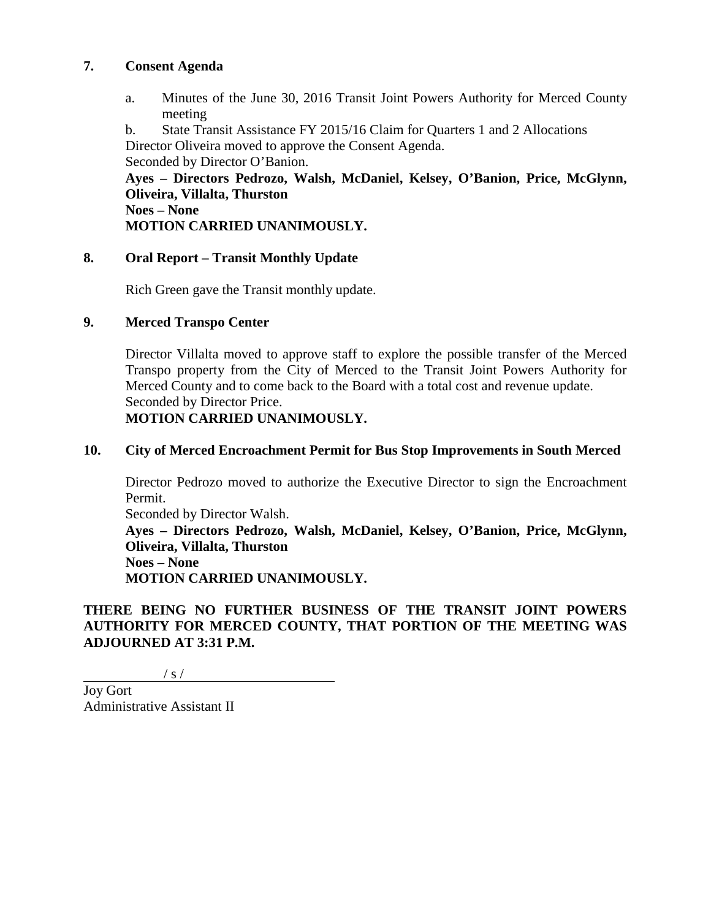**7. Consent Agenda**

a. Minutes of the June 30, 2016 Transit Joint Powers Authority for Merced County meeting

b. State Transit Assistance FY 2015/16 Claim for Quarters 1 and 2 Allocations

Director Oliveira moved to approve the Consent Agenda.
Seconded by Director O'Banion.
**Ayes – Directors Pedrozo, Walsh, McDaniel, Kelsey, O'Banion, Price, McGlynn, Oliveira, Villalta, Thurston**
**Noes – None**
**MOTION CARRIED UNANIMOUSLY.**

**8. Oral Report – Transit Monthly Update**

Rich Green gave the Transit monthly update.

**9. Merced Transpo Center**

Director Villalta moved to approve staff to explore the possible transfer of the Merced Transpo property from the City of Merced to the Transit Joint Powers Authority for Merced County and to come back to the Board with a total cost and revenue update.
Seconded by Director Price.
**MOTION CARRIED UNANIMOUSLY.**

**10. City of Merced Encroachment Permit for Bus Stop Improvements in South Merced**

Director Pedrozo moved to authorize the Executive Director to sign the Encroachment Permit.
Seconded by Director Walsh.
**Ayes – Directors Pedrozo, Walsh, McDaniel, Kelsey, O'Banion, Price, McGlynn, Oliveira, Villalta, Thurston**
**Noes – None**
**MOTION CARRIED UNANIMOUSLY.**

**THERE BEING NO FURTHER BUSINESS OF THE TRANSIT JOINT POWERS AUTHORITY FOR MERCED COUNTY, THAT PORTION OF THE MEETING WAS ADJOURNED AT 3:31 P.M.**

/ s /

Joy Gort
Administrative Assistant II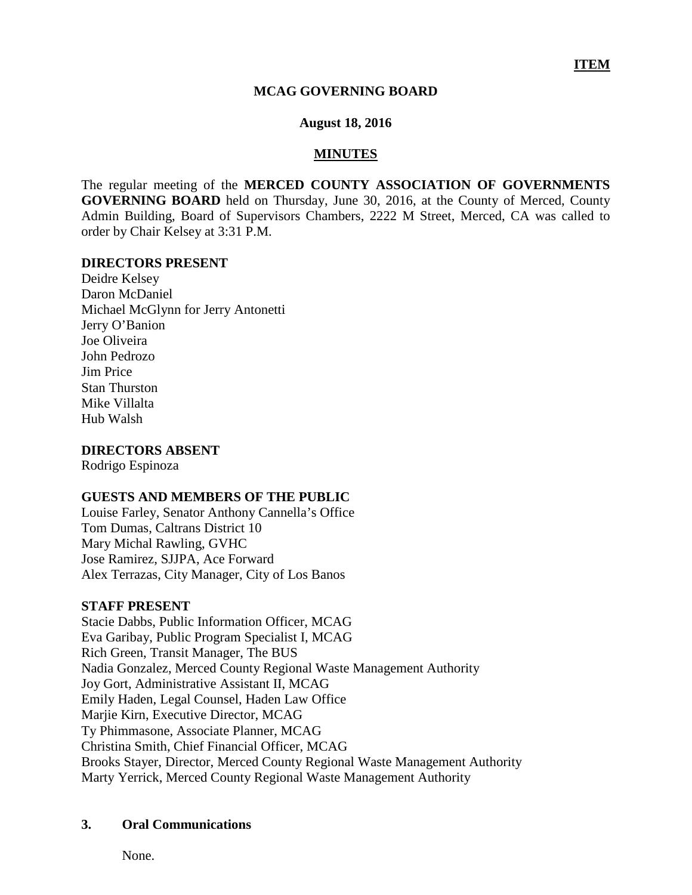**ITEM**

**MCAG GOVERNING BOARD**

**August 18, 2016**

**MINUTES**

The regular meeting of the **MERCED COUNTY ASSOCIATION OF GOVERNMENTS GOVERNING BOARD** held on Thursday, June 30, 2016, at the County of Merced, County Admin Building, Board of Supervisors Chambers, 2222 M Street, Merced, CA was called to order by Chair Kelsey at 3:31 P.M.

**DIRECTORS PRESENT**

Deidre Kelsey
Daron McDaniel
Michael McGlynn for Jerry Antonetti
Jerry O'Banion
Joe Oliveira
John Pedrozo
Jim Price
Stan Thurston
Mike Villalta
Hub Walsh

**DIRECTORS ABSENT**

Rodrigo Espinoza

**GUESTS AND MEMBERS OF THE PUBLIC**

Louise Farley, Senator Anthony Cannella's Office
Tom Dumas, Caltrans District 10
Mary Michal Rawling, GVHC
Jose Ramirez, SJJPA, Ace Forward
Alex Terrazas, City Manager, City of Los Banos

**STAFF PRESENT**

Stacie Dabbs, Public Information Officer, MCAG
Eva Garibay, Public Program Specialist I, MCAG
Rich Green, Transit Manager, The BUS
Nadia Gonzalez, Merced County Regional Waste Management Authority
Joy Gort, Administrative Assistant II, MCAG
Emily Haden, Legal Counsel, Haden Law Office
Marjie Kirn, Executive Director, MCAG
Ty Phimmasone, Associate Planner, MCAG
Christina Smith, Chief Financial Officer, MCAG
Brooks Stayer, Director, Merced County Regional Waste Management Authority
Marty Yerrick, Merced County Regional Waste Management Authority

**3. Oral Communications**

None.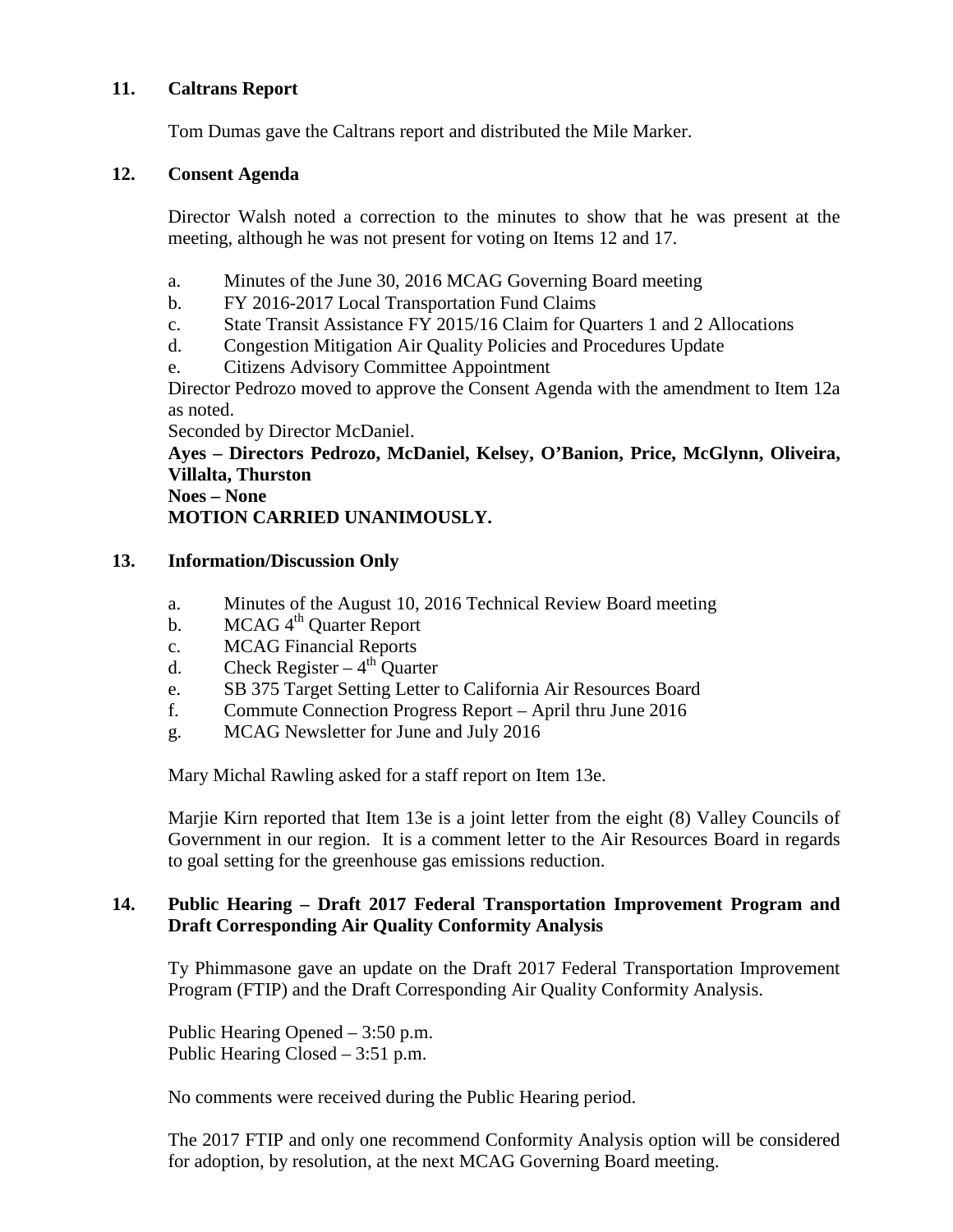## 11. Caltrans Report

Tom Dumas gave the Caltrans report and distributed the Mile Marker.

## 12. Consent Agenda

Director Walsh noted a correction to the minutes to show that he was present at the meeting, although he was not present for voting on Items 12 and 17.

a. Minutes of the June 30, 2016 MCAG Governing Board meeting
b. FY 2016-2017 Local Transportation Fund Claims
c. State Transit Assistance FY 2015/16 Claim for Quarters 1 and 2 Allocations
d. Congestion Mitigation Air Quality Policies and Procedures Update
e. Citizens Advisory Committee Appointment

Director Pedrozo moved to approve the Consent Agenda with the amendment to Item 12a as noted.

Seconded by Director McDaniel.

**Ayes – Directors Pedrozo, McDaniel, Kelsey, O'Banion, Price, McGlynn, Oliveira, Villalta, Thurston**
**Noes – None**
**MOTION CARRIED UNANIMOUSLY.**

## 13. Information/Discussion Only

a. Minutes of the August 10, 2016 Technical Review Board meeting
b. MCAG 4th Quarter Report
c. MCAG Financial Reports
d. Check Register – 4th Quarter
e. SB 375 Target Setting Letter to California Air Resources Board
f. Commute Connection Progress Report – April thru June 2016
g. MCAG Newsletter for June and July 2016

Mary Michal Rawling asked for a staff report on Item 13e.

Marjie Kirn reported that Item 13e is a joint letter from the eight (8) Valley Councils of Government in our region. It is a comment letter to the Air Resources Board in regards to goal setting for the greenhouse gas emissions reduction.

## 14. Public Hearing – Draft 2017 Federal Transportation Improvement Program and Draft Corresponding Air Quality Conformity Analysis

Ty Phimmasone gave an update on the Draft 2017 Federal Transportation Improvement Program (FTIP) and the Draft Corresponding Air Quality Conformity Analysis.

Public Hearing Opened – 3:50 p.m.
Public Hearing Closed – 3:51 p.m.

No comments were received during the Public Hearing period.

The 2017 FTIP and only one recommend Conformity Analysis option will be considered for adoption, by resolution, at the next MCAG Governing Board meeting.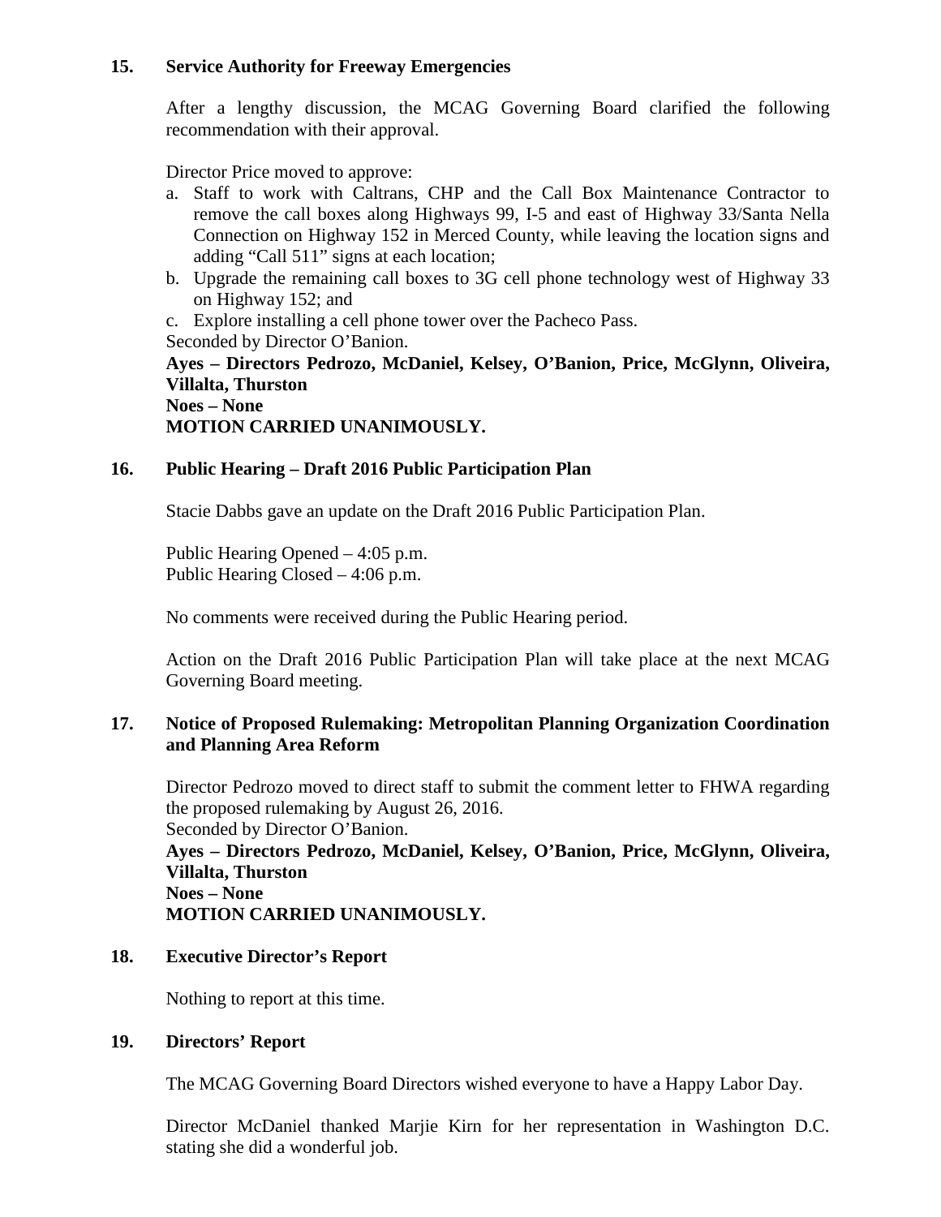**15. Service Authority for Freeway Emergencies**

After a lengthy discussion, the MCAG Governing Board clarified the following recommendation with their approval.

Director Price moved to approve:

a. Staff to work with Caltrans, CHP and the Call Box Maintenance Contractor to remove the call boxes along Highways 99, I-5 and east of Highway 33/Santa Nella Connection on Highway 152 in Merced County, while leaving the location signs and adding "Call 511" signs at each location;
b. Upgrade the remaining call boxes to 3G cell phone technology west of Highway 33 on Highway 152; and
c. Explore installing a cell phone tower over the Pacheco Pass.

Seconded by Director O'Banion.

**Ayes – Directors Pedrozo, McDaniel, Kelsey, O'Banion, Price, McGlynn, Oliveira, Villalta, Thurston**
**Noes – None**
**MOTION CARRIED UNANIMOUSLY.**

**16. Public Hearing – Draft 2016 Public Participation Plan**

Stacie Dabbs gave an update on the Draft 2016 Public Participation Plan.

Public Hearing Opened – 4:05 p.m.
Public Hearing Closed – 4:06 p.m.

No comments were received during the Public Hearing period.

Action on the Draft 2016 Public Participation Plan will take place at the next MCAG Governing Board meeting.

**17. Notice of Proposed Rulemaking: Metropolitan Planning Organization Coordination and Planning Area Reform**

Director Pedrozo moved to direct staff to submit the comment letter to FHWA regarding the proposed rulemaking by August 26, 2016.
Seconded by Director O'Banion.

**Ayes – Directors Pedrozo, McDaniel, Kelsey, O'Banion, Price, McGlynn, Oliveira, Villalta, Thurston**
**Noes – None**
**MOTION CARRIED UNANIMOUSLY.**

**18. Executive Director's Report**

Nothing to report at this time.

**19. Directors' Report**

The MCAG Governing Board Directors wished everyone to have a Happy Labor Day.

Director McDaniel thanked Marjie Kirn for her representation in Washington D.C. stating she did a wonderful job.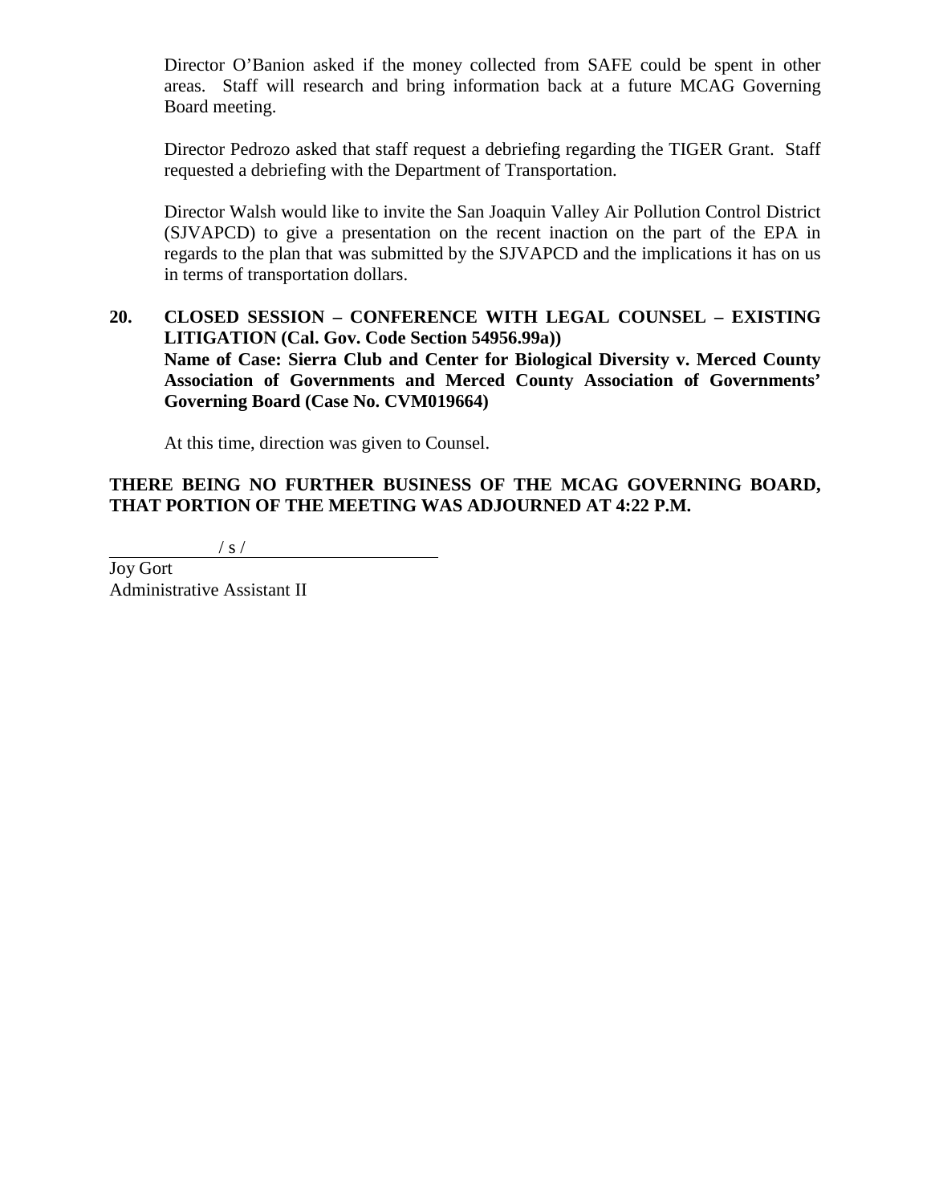Director O'Banion asked if the money collected from SAFE could be spent in other areas. Staff will research and bring information back at a future MCAG Governing Board meeting.

Director Pedrozo asked that staff request a debriefing regarding the TIGER Grant. Staff requested a debriefing with the Department of Transportation.

Director Walsh would like to invite the San Joaquin Valley Air Pollution Control District (SJVAPCD) to give a presentation on the recent inaction on the part of the EPA in regards to the plan that was submitted by the SJVAPCD and the implications it has on us in terms of transportation dollars.

**20. CLOSED SESSION – CONFERENCE WITH LEGAL COUNSEL – EXISTING LITIGATION (Cal. Gov. Code Section 54956.99a))**
**Name of Case: Sierra Club and Center for Biological Diversity v. Merced County Association of Governments and Merced County Association of Governments' Governing Board (Case No. CVM019664)**

At this time, direction was given to Counsel.

**THERE BEING NO FURTHER BUSINESS OF THE MCAG GOVERNING BOARD, THAT PORTION OF THE MEETING WAS ADJOURNED AT 4:22 P.M.**

/ s /

Joy Gort
Administrative Assistant II